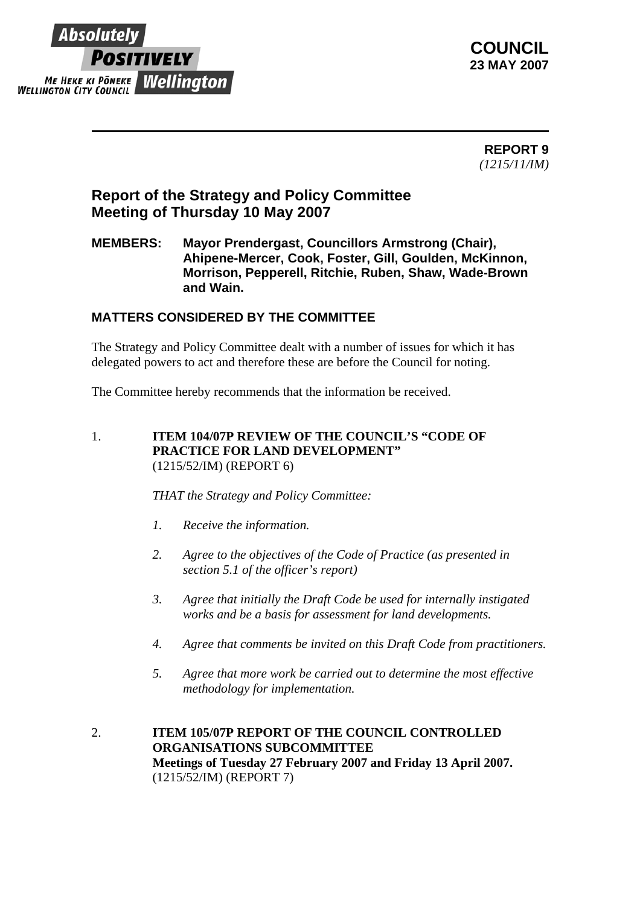**COUNCIL**
**23 MAY 2007**

**REPORT 9**
*(1215/11/IM)*

## Report of the Strategy and Policy Committee Meeting of Thursday 10 May 2007

**MEMBERS:** **Mayor Prendergast, Councillors Armstrong (Chair), Ahipene-Mercer, Cook, Foster, Gill, Goulden, McKinnon, Morrison, Pepperell, Ritchie, Ruben, Shaw, Wade-Brown and Wain.**

### MATTERS CONSIDERED BY THE COMMITTEE

The Strategy and Policy Committee dealt with a number of issues for which it has delegated powers to act and therefore these are before the Council for noting.

The Committee hereby recommends that the information be received.

1. **ITEM 104/07P REVIEW OF THE COUNCIL'S "CODE OF PRACTICE FOR LAND DEVELOPMENT"**
   (1215/52/IM) (REPORT 6)

   *THAT the Strategy and Policy Committee:*

   1. *Receive the information.*
   2. *Agree to the objectives of the Code of Practice (as presented in section 5.1 of the officer's report)*
   3. *Agree that initially the Draft Code be used for internally instigated works and be a basis for assessment for land developments.*
   4. *Agree that comments be invited on this Draft Code from practitioners.*
   5. *Agree that more work be carried out to determine the most effective methodology for implementation.*

2. **ITEM 105/07P REPORT OF THE COUNCIL CONTROLLED ORGANISATIONS SUBCOMMITTEE**
   **Meetings of Tuesday 27 February 2007 and Friday 13 April 2007.**
   (1215/52/IM) (REPORT 7)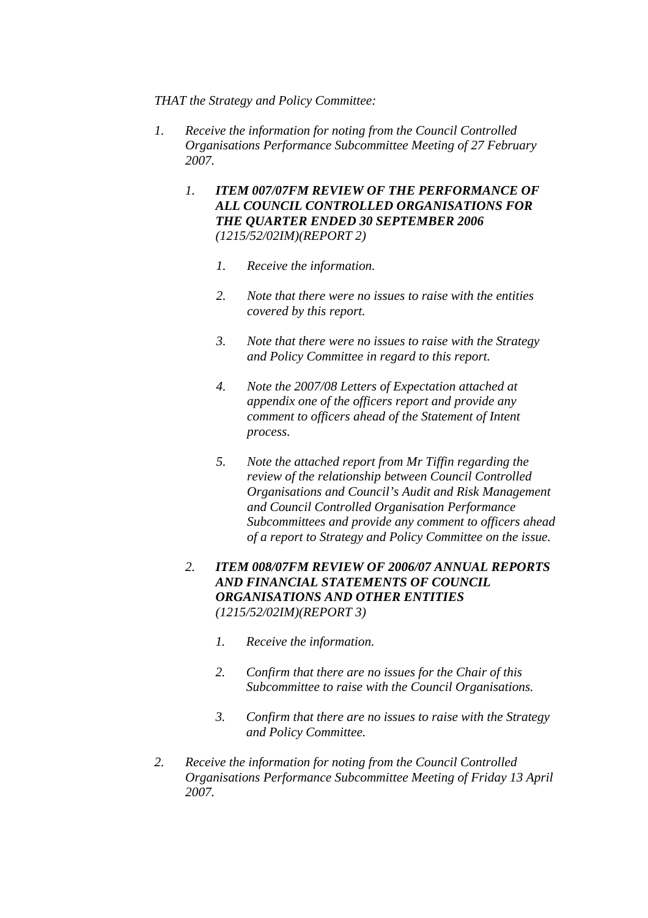*THAT the Strategy and Policy Committee:*

1. *Receive the information for noting from the Council Controlled Organisations Performance Subcommittee Meeting of 27 February 2007.*

    1. ***ITEM 007/07FM REVIEW OF THE PERFORMANCE OF ALL COUNCIL CONTROLLED ORGANISATIONS FOR THE QUARTER ENDED 30 SEPTEMBER 2006*** *(1215/52/02IM)(REPORT 2)*

        1. *Receive the information.*

        2. *Note that there were no issues to raise with the entities covered by this report.*

        3. *Note that there were no issues to raise with the Strategy and Policy Committee in regard to this report.*

        4. *Note the 2007/08 Letters of Expectation attached at appendix one of the officers report and provide any comment to officers ahead of the Statement of Intent process.*

        5. *Note the attached report from Mr Tiffin regarding the review of the relationship between Council Controlled Organisations and Council's Audit and Risk Management and Council Controlled Organisation Performance Subcommittees and provide any comment to officers ahead of a report to Strategy and Policy Committee on the issue.*

    2. ***ITEM 008/07FM REVIEW OF 2006/07 ANNUAL REPORTS AND FINANCIAL STATEMENTS OF COUNCIL ORGANISATIONS AND OTHER ENTITIES*** *(1215/52/02IM)(REPORT 3)*

        1. *Receive the information.*

        2. *Confirm that there are no issues for the Chair of this Subcommittee to raise with the Council Organisations.*

        3. *Confirm that there are no issues to raise with the Strategy and Policy Committee.*

2. *Receive the information for noting from the Council Controlled Organisations Performance Subcommittee Meeting of Friday 13 April 2007.*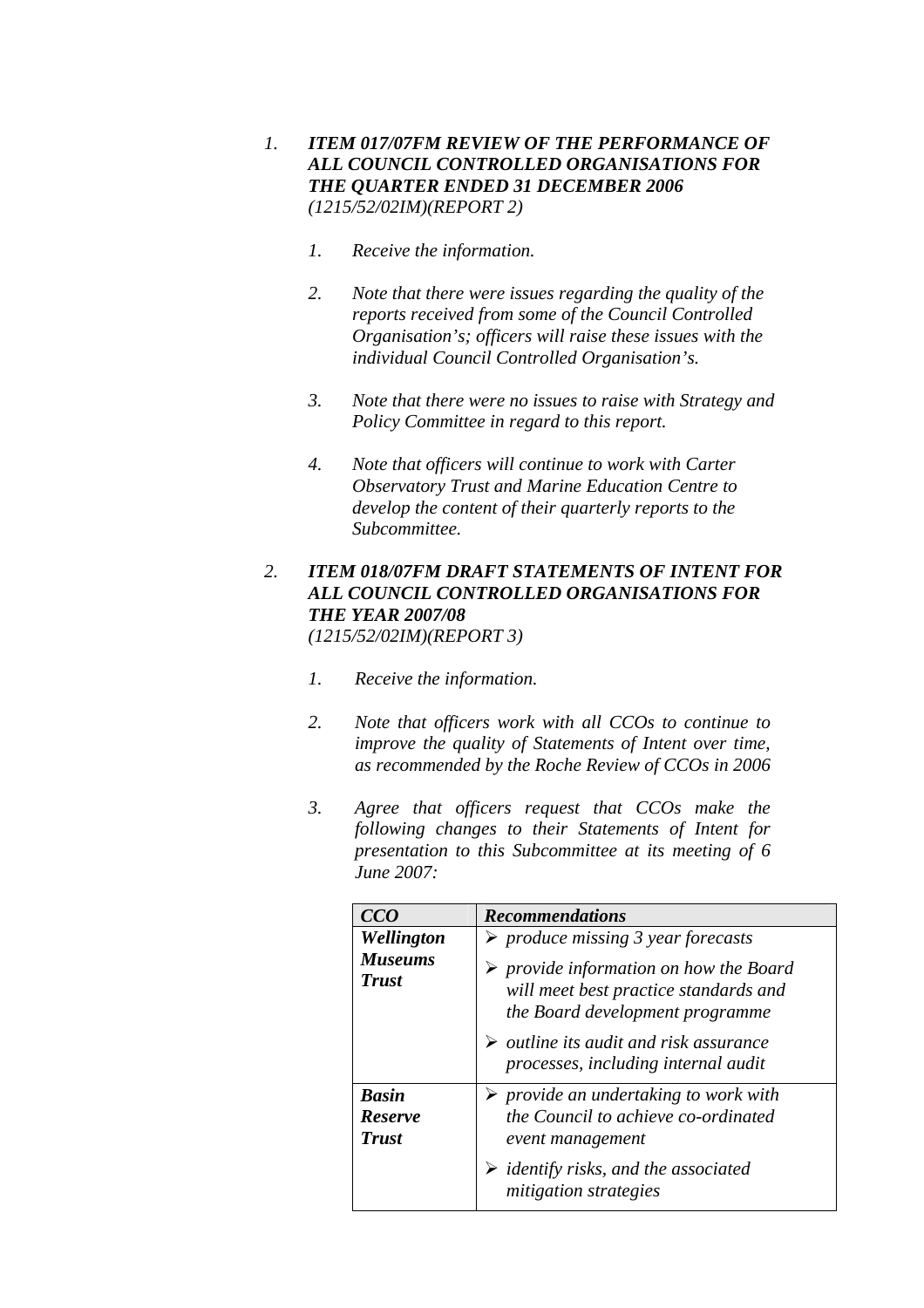1. ***ITEM 017/07FM REVIEW OF THE PERFORMANCE OF ALL COUNCIL CONTROLLED ORGANISATIONS FOR THE QUARTER ENDED 31 DECEMBER 2006***
   *(1215/52/02IM)(REPORT 2)*

   1. *Receive the information.*

   2. *Note that there were issues regarding the quality of the reports received from some of the Council Controlled Organisation's; officers will raise these issues with the individual Council Controlled Organisation's.*

   3. *Note that there were no issues to raise with Strategy and Policy Committee in regard to this report.*

   4. *Note that officers will continue to work with Carter Observatory Trust and Marine Education Centre to develop the content of their quarterly reports to the Subcommittee.*

2. ***ITEM 018/07FM DRAFT STATEMENTS OF INTENT FOR ALL COUNCIL CONTROLLED ORGANISATIONS FOR THE YEAR 2007/08***
   *(1215/52/02IM)(REPORT 3)*

   1. *Receive the information.*

   2. *Note that officers work with all CCOs to continue to improve the quality of Statements of Intent over time, as recommended by the Roche Review of CCOs in 2006*

   3. *Agree that officers request that CCOs make the following changes to their Statements of Intent for presentation to this Subcommittee at its meeting of 6 June 2007:*

| ***CCO*** | ***Recommendations*** |
|---|---|
| ***Wellington Museums Trust*** | ➢ *produce missing 3 year forecasts*<br>➢ *provide information on how the Board will meet best practice standards and the Board development programme*<br>➢ *outline its audit and risk assurance processes, including internal audit* |
| ***Basin Reserve Trust*** | ➢ *provide an undertaking to work with the Council to achieve co-ordinated event management*<br>➢ *identify risks, and the associated mitigation strategies* |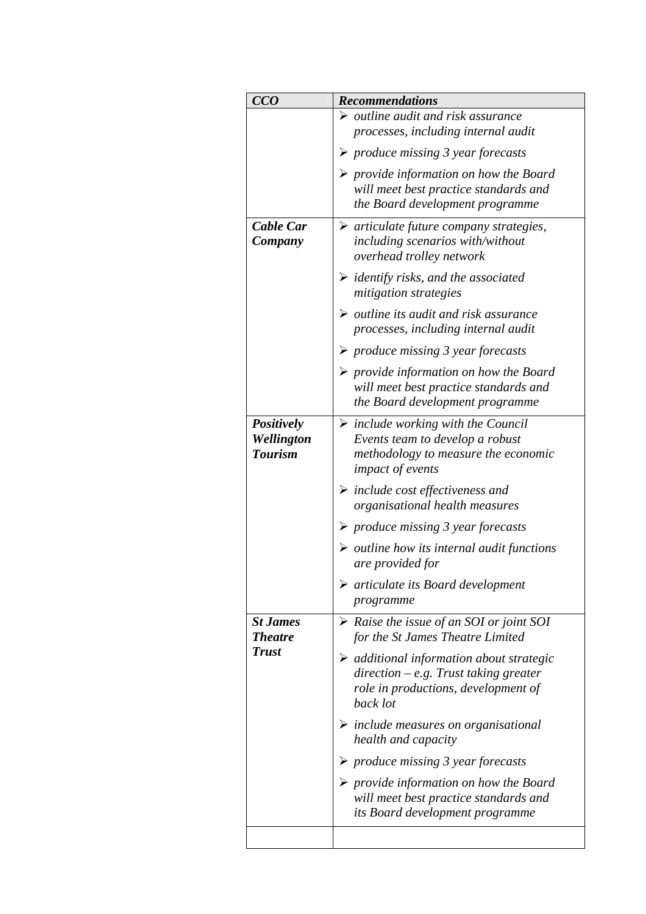| ***CCO*** | ***Recommendations*** |
|---|---|
| | ➢ *outline audit and risk assurance processes, including internal audit*<br>➢ *produce missing 3 year forecasts*<br>➢ *provide information on how the Board will meet best practice standards and the Board development programme* |
| ***Cable Car Company*** | ➢ *articulate future company strategies, including scenarios with/without overhead trolley network*<br>➢ *identify risks, and the associated mitigation strategies*<br>➢ *outline its audit and risk assurance processes, including internal audit*<br>➢ *produce missing 3 year forecasts*<br>➢ *provide information on how the Board will meet best practice standards and the Board development programme* |
| ***Positively Wellington Tourism*** | ➢ *include working with the Council Events team to develop a robust methodology to measure the economic impact of events*<br>➢ *include cost effectiveness and organisational health measures*<br>➢ *produce missing 3 year forecasts*<br>➢ *outline how its internal audit functions are provided for*<br>➢ *articulate its Board development programme* |
| ***St James Theatre Trust*** | ➢ *Raise the issue of an SOI or joint SOI for the St James Theatre Limited*<br>➢ *additional information about strategic direction – e.g. Trust taking greater role in productions, development of back lot*<br>➢ *include measures on organisational health and capacity*<br>➢ *produce missing 3 year forecasts*<br>➢ *provide information on how the Board will meet best practice standards and its Board development programme* |
| | |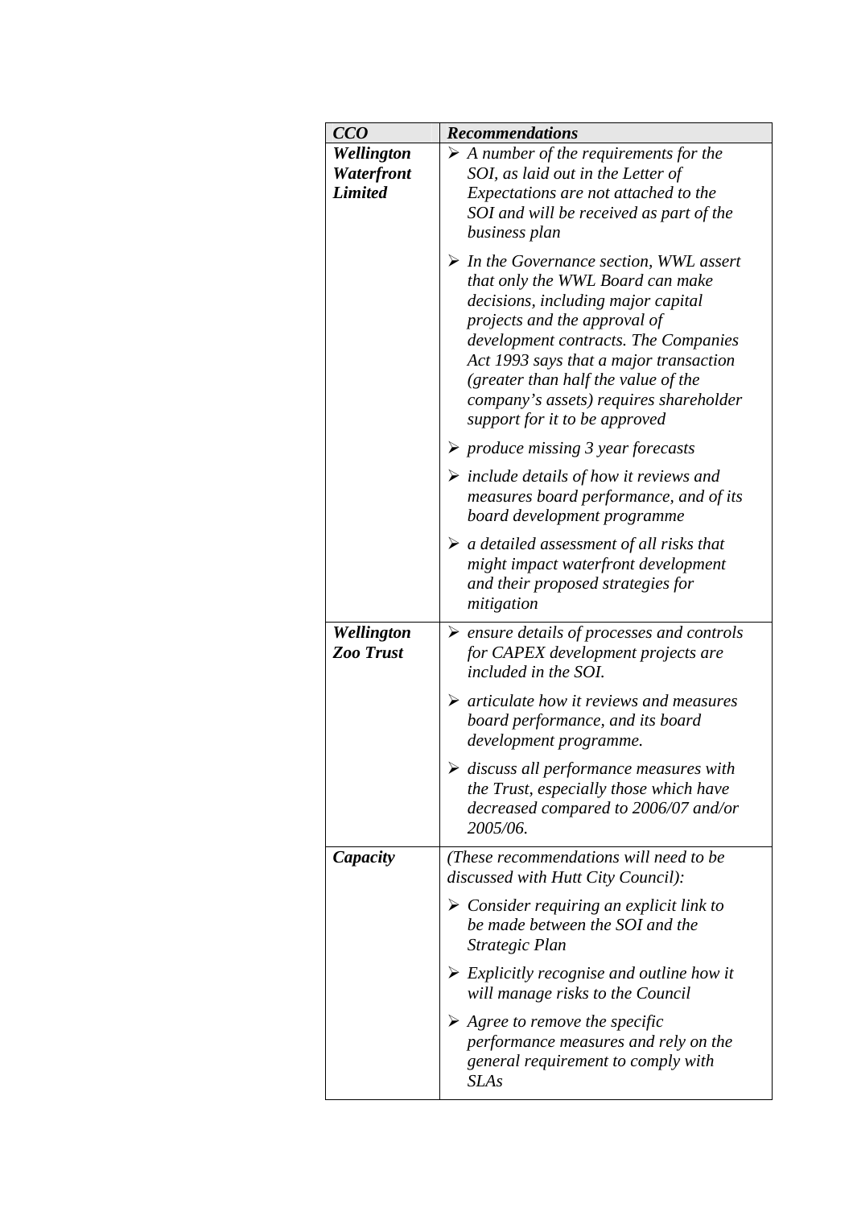| *CCO* | *Recommendations* |
|---|---|
| ***Wellington Waterfront Limited*** | ➢ *A number of the requirements for the SOI, as laid out in the Letter of Expectations are not attached to the SOI and will be received as part of the business plan*<br>➢ *In the Governance section, WWL assert that only the WWL Board can make decisions, including major capital projects and the approval of development contracts. The Companies Act 1993 says that a major transaction (greater than half the value of the company's assets) requires shareholder support for it to be approved*<br>➢ *produce missing 3 year forecasts*<br>➢ *include details of how it reviews and measures board performance, and of its board development programme*<br>➢ *a detailed assessment of all risks that might impact waterfront development and their proposed strategies for mitigation* |
| ***Wellington Zoo Trust*** | ➢ *ensure details of processes and controls for CAPEX development projects are included in the SOI.*<br>➢ *articulate how it reviews and measures board performance, and its board development programme.*<br>➢ *discuss all performance measures with the Trust, especially those which have decreased compared to 2006/07 and/or 2005/06.* |
| ***Capacity*** | *(These recommendations will need to be discussed with Hutt City Council):*<br>➢ *Consider requiring an explicit link to be made between the SOI and the Strategic Plan*<br>➢ *Explicitly recognise and outline how it will manage risks to the Council*<br>➢ *Agree to remove the specific performance measures and rely on the general requirement to comply with SLAs* |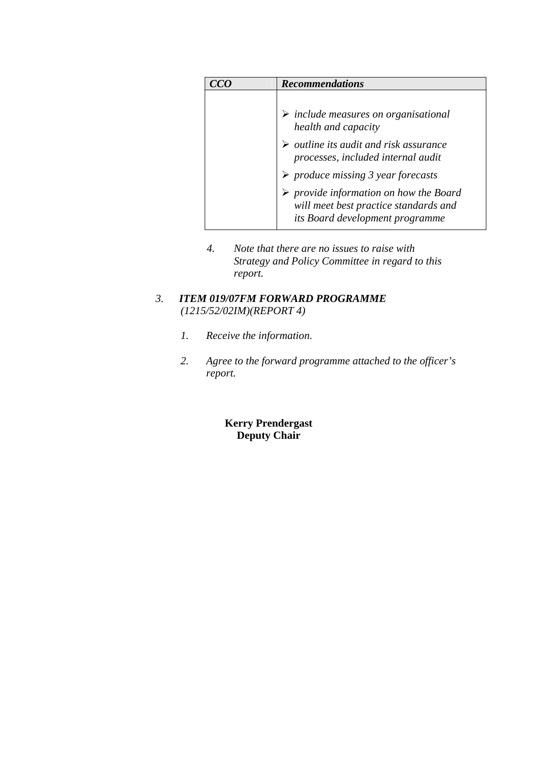| *CCO* | *Recommendations* |
|---|---|
| | ➢ *include measures on organisational health and capacity*<br>➢ *outline its audit and risk assurance processes, included internal audit*<br>➢ *produce missing 3 year forecasts*<br>➢ *provide information on how the Board will meet best practice standards and its Board development programme* |

4. *Note that there are no issues to raise with Strategy and Policy Committee in regard to this report.*

3. ***ITEM 019/07FM FORWARD PROGRAMME*** *(1215/52/02IM)(REPORT 4)*

   1. *Receive the information.*

   2. *Agree to the forward programme attached to the officer's report.*

**Kerry Prendergast**
**Deputy Chair**